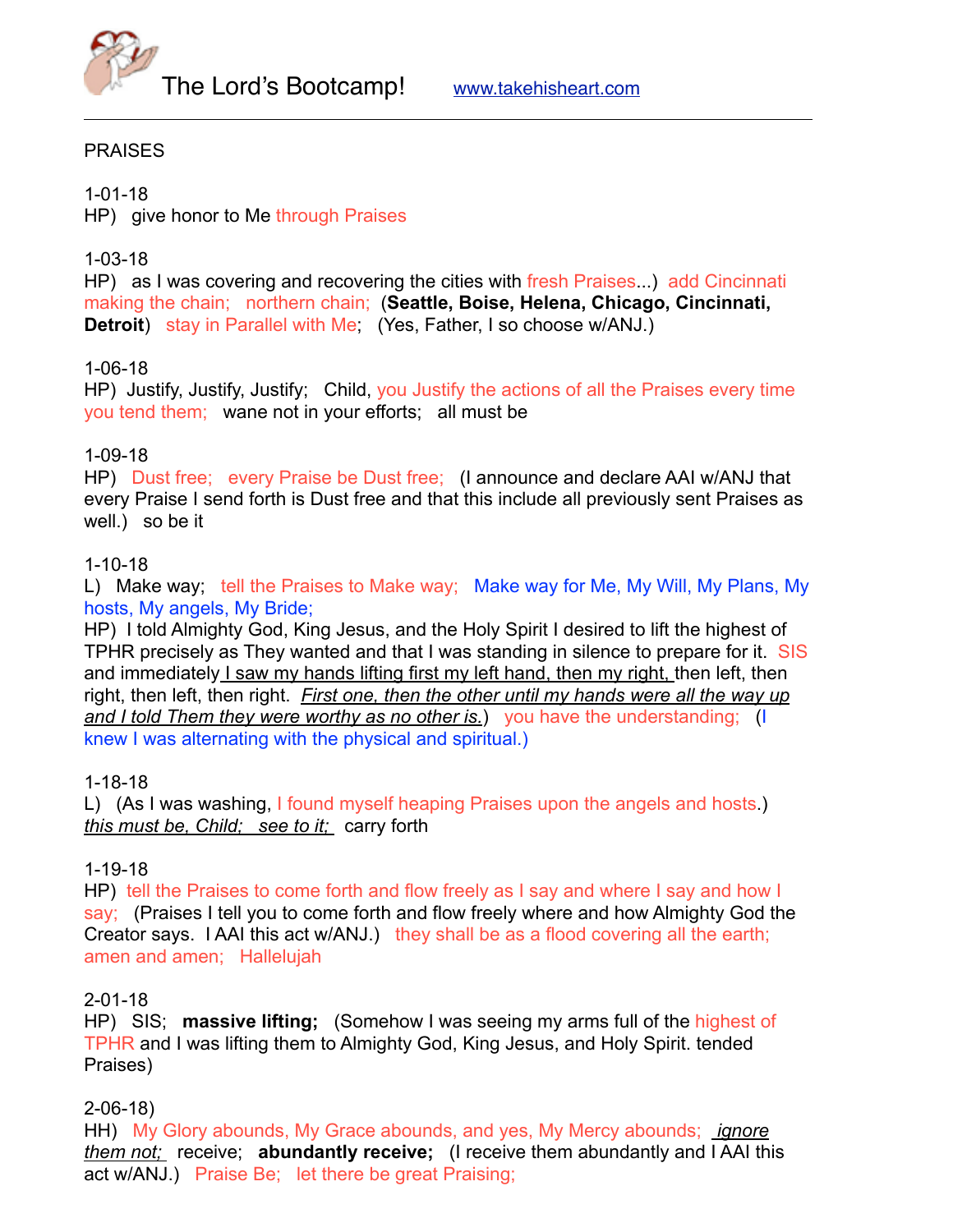The Lord's Bootcamp! www.takehisheart.com

PRAISES

1-01-18
HP) give honor to Me through Praises

1-03-18
HP) as I was covering and recovering the cities with fresh Praises...) add Cincinnati making the chain; northern chain; (**Seattle, Boise, Helena, Chicago, Cincinnati, Detroit**) stay in Parallel with Me; (Yes, Father, I so choose w/ANJ.)

1-06-18
HP) Justify, Justify, Justify; Child, you Justify the actions of all the Praises every time you tend them; wane not in your efforts; all must be

1-09-18
HP) Dust free; every Praise be Dust free; (I announce and declare AAI w/ANJ that every Praise I send forth is Dust free and that this include all previously sent Praises as well.) so be it

1-10-18
L) Make way; tell the Praises to Make way; Make way for Me, My Will, My Plans, My hosts, My angels, My Bride;
HP) I told Almighty God, King Jesus, and the Holy Spirit I desired to lift the highest of TPHR precisely as They wanted and that I was standing in silence to prepare for it. SIS and immediately I saw my hands lifting first my left hand, then my right, then left, then right, then left, then right. *First one, then the other until my hands were all the way up and I told Them they were worthy as no other is.*) you have the understanding; (I knew I was alternating with the physical and spiritual.)

1-18-18
L) (As I was washing, I found myself heaping Praises upon the angels and hosts.) *this must be, Child; see to it;* carry forth

1-19-18
HP) tell the Praises to come forth and flow freely as I say and where I say and how I say; (Praises I tell you to come forth and flow freely where and how Almighty God the Creator says. I AAI this act w/ANJ.) they shall be as a flood covering all the earth; amen and amen; Hallelujah

2-01-18
HP) SIS; **massive lifting;** (Somehow I was seeing my arms full of the highest of TPHR and I was lifting them to Almighty God, King Jesus, and Holy Spirit. tended Praises)

2-06-18)
HH) My Glory abounds, My Grace abounds, and yes, My Mercy abounds; *ignore them not;* receive; **abundantly receive;** (I receive them abundantly and I AAI this act w/ANJ.) Praise Be; let there be great Praising;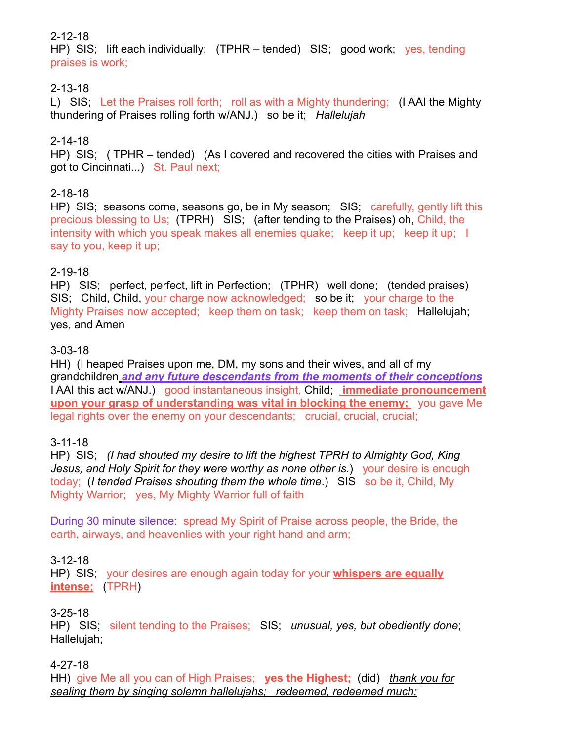2-12-18
HP) SIS; lift each individually; (TPHR – tended) SIS; good work; yes, tending praises is work;

2-13-18
L) SIS; Let the Praises roll forth; roll as with a Mighty thundering; (I AAI the Mighty thundering of Praises rolling forth w/ANJ.) so be it; *Hallelujah*

2-14-18
HP) SIS; ( TPHR – tended) (As I covered and recovered the cities with Praises and got to Cincinnati...) St. Paul next;

2-18-18
HP) SIS; seasons come, seasons go, be in My season; SIS; carefully, gently lift this precious blessing to Us; (TPRH) SIS; (after tending to the Praises) oh, Child, the intensity with which you speak makes all enemies quake; keep it up; keep it up; I say to you, keep it up;

2-19-18
HP) SIS; perfect, perfect, lift in Perfection; (TPHR) well done; (tended praises) SIS; Child, Child, your charge now acknowledged; so be it; your charge to the Mighty Praises now accepted; keep them on task; keep them on task; Hallelujah; yes, and Amen

3-03-18
HH) (I heaped Praises upon me, DM, my sons and their wives, and all of my grandchildren ***and any future descendants from the moments of their conceptions*** I AAI this act w/ANJ.) good instantaneous insight, Child; **immediate pronouncement upon your grasp of understanding was vital in blocking the enemy;** you gave Me legal rights over the enemy on your descendants; crucial, crucial, crucial;

3-11-18
HP) SIS; *(I had shouted my desire to lift the highest TPRH to Almighty God, King Jesus, and Holy Spirit for they were worthy as none other is.)* your desire is enough today; (*I tended Praises shouting them the whole time*.) SIS so be it, Child, My Mighty Warrior; yes, My Mighty Warrior full of faith

During 30 minute silence: spread My Spirit of Praise across people, the Bride, the earth, airways, and heavenlies with your right hand and arm;

3-12-18
HP) SIS; your desires are enough again today for your **whispers are equally intense;** (TPRH)

3-25-18
HP) SIS; silent tending to the Praises; SIS; *unusual, yes, but obediently done*; Hallelujah;

4-27-18
HH) give Me all you can of High Praises; **yes the Highest;** (did) *thank you for sealing them by singing solemn hallelujahs; redeemed, redeemed much;*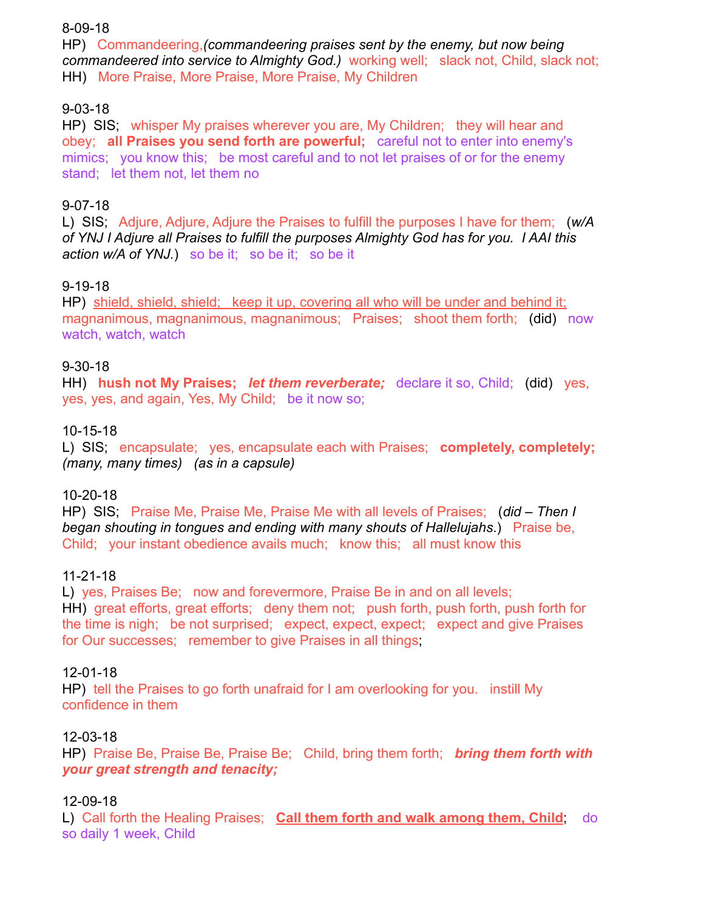8-09-18

HP) Commandeering,*(commandeering praises sent by the enemy, but now being commandeered into service to Almighty God.)* working well; slack not, Child, slack not;

HH) More Praise, More Praise, More Praise, My Children

9-03-18

HP) SIS; whisper My praises wherever you are, My Children; they will hear and obey; **all Praises you send forth are powerful;** careful not to enter into enemy's mimics; you know this; be most careful and to not let praises of or for the enemy stand; let them not, let them no

9-07-18

L) SIS; Adjure, Adjure, Adjure the Praises to fulfill the purposes I have for them; (*w/A of YNJ I Adjure all Praises to fulfill the purposes Almighty God has for you. I AAI this action w/A of YNJ.*) so be it; so be it; so be it

9-19-18

HP) <u>shield, shield, shield; keep it up, covering all who will be under and behind it;</u> magnanimous, magnanimous, magnanimous; Praises; shoot them forth; (did) now watch, watch, watch

9-30-18

HH) **hush not My Praises;** ***let them reverberate;*** declare it so, Child; (did) yes, yes, yes, and again, Yes, My Child; be it now so;

10-15-18

L) SIS; encapsulate; yes, encapsulate each with Praises; **completely, completely;** *(many, many times) (as in a capsule)*

10-20-18

HP) SIS; Praise Me, Praise Me, Praise Me with all levels of Praises; (*did – Then I began shouting in tongues and ending with many shouts of Hallelujahs.*) Praise be, Child; your instant obedience avails much; know this; all must know this

11-21-18

L) yes, Praises Be; now and forevermore, Praise Be in and on all levels;

HH) great efforts, great efforts; deny them not; push forth, push forth, push forth for the time is nigh; be not surprised; expect, expect, expect; expect and give Praises for Our successes; remember to give Praises in all things;

12-01-18

HP) tell the Praises to go forth unafraid for I am overlooking for you. instill My confidence in them

12-03-18

HP) Praise Be, Praise Be, Praise Be; Child, bring them forth; ***bring them forth with your great strength and tenacity;***

12-09-18

L) Call forth the Healing Praises; **<u>Call them forth and walk among them, Child</u>**; do so daily 1 week, Child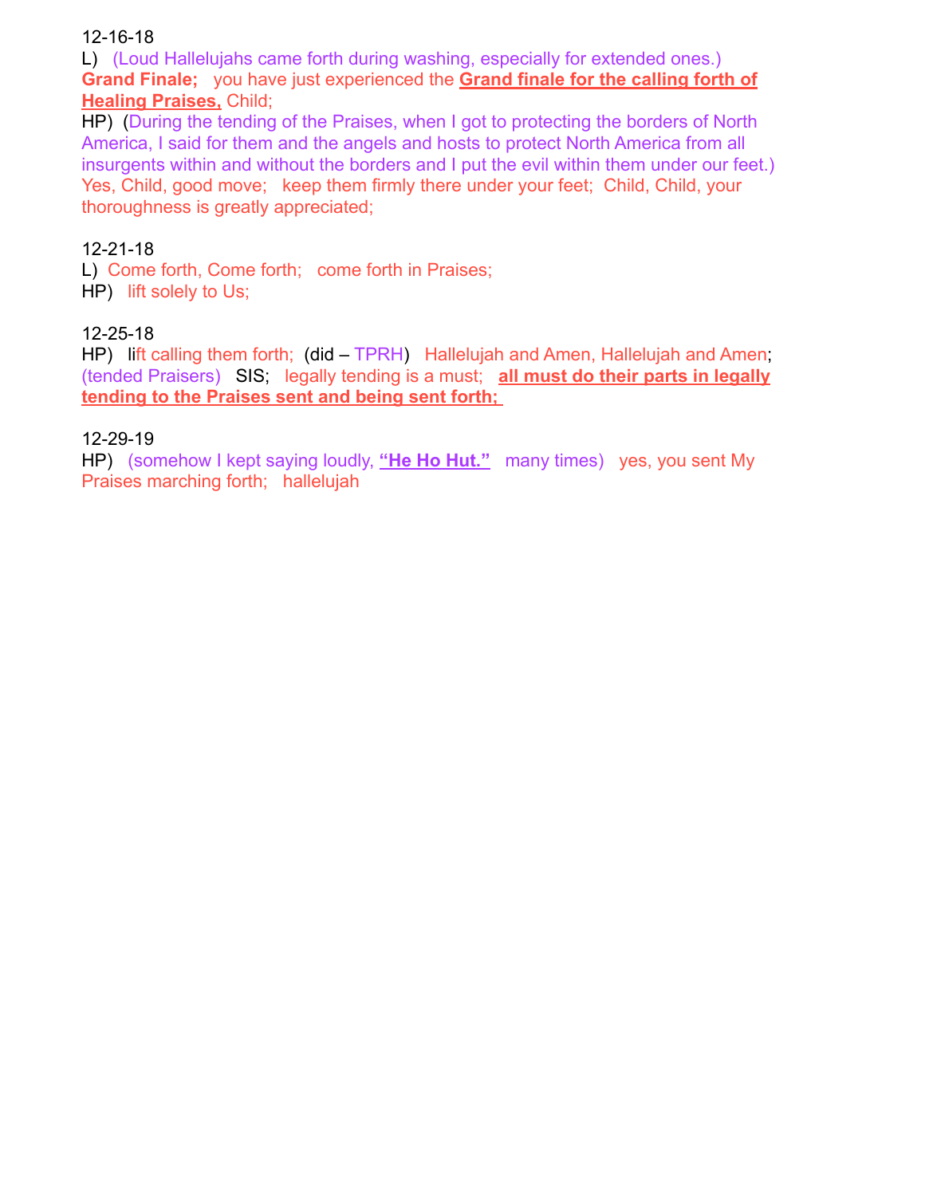12-16-18

L)   (Loud Hallelujahs came forth during washing, especially for extended ones.) **Grand Finale;**   you have just experienced the **Grand finale for the calling forth of Healing Praises,** Child;

HP)  (During the tending of the Praises, when I got to protecting the borders of North America, I said for them and the angels and hosts to protect North America from all insurgents within and without the borders and I put the evil within them under our feet.)   Yes, Child, good move;   keep them firmly there under your feet;  Child, Child, your thoroughness is greatly appreciated;

12-21-18

L)  Come forth, Come forth;   come forth in Praises;

HP)   lift solely to Us;

12-25-18

HP)   lift calling them forth;  (did – TPRH)   Hallelujah and Amen, Hallelujah and Amen; (tended Praisers)   SIS;   legally tending is a must;   **all must do their parts in legally tending to the Praises sent and being sent forth;**

12-29-19

HP)   (somehow I kept saying loudly, **"He Ho Hut."**   many times)   yes, you sent My Praises marching forth;   hallelujah